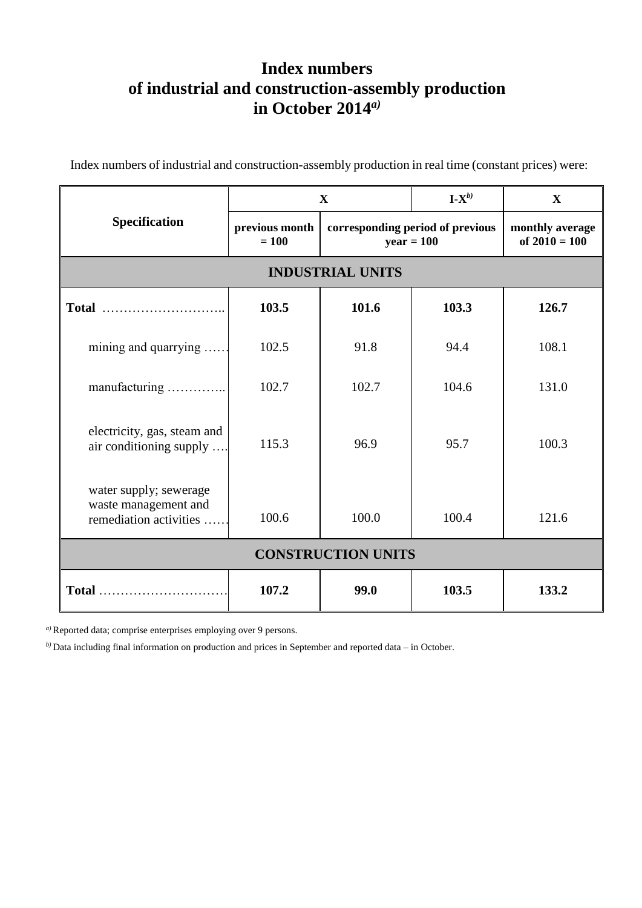# Index numbers of industrial and construction-assembly production in October 2014[a]

Index numbers of industrial and construction-assembly production in real time (constant prices) were:

| Specification | X | X | I-X[b] | X |
|---|---|---|---|---|
| | previous month = 100 | corresponding period of previous year = 100 | | monthly average of 2010 = 100 |
| **INDUSTRIAL UNITS** | | | | |
| **Total** ………………………….. | **103.5** | **101.6** | **103.3** | **126.7** |
| mining and quarrying …… | 102.5 | 91.8 | 94.4 | 108.1 |
| manufacturing ………….. | 102.7 | 102.7 | 104.6 | 131.0 |
| electricity, gas, steam and air conditioning supply …. | 115.3 | 96.9 | 95.7 | 100.3 |
| water supply; sewerage waste management and remediation activities …… | 100.6 | 100.0 | 100.4 | 121.6 |
| **CONSTRUCTION UNITS** | | | | |
| **Total** ………………………… | **107.2** | **99.0** | **103.5** | **133.2** |

[a] Reported data; comprise enterprises employing over 9 persons.

[b] Data including final information on production and prices in September and reported data – in October.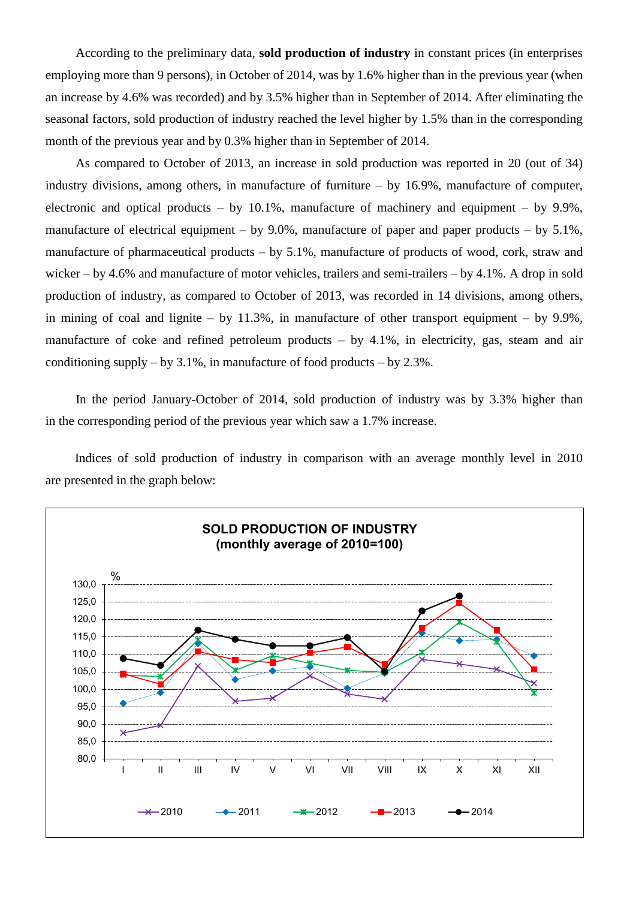According to the preliminary data, **sold production of industry** in constant prices (in enterprises employing more than 9 persons), in October of 2014, was by 1.6% higher than in the previous year (when an increase by 4.6% was recorded) and by 3.5% higher than in September of 2014. After eliminating the seasonal factors, sold production of industry reached the level higher by 1.5% than in the corresponding month of the previous year and by 0.3% higher than in September of 2014.

As compared to October of 2013, an increase in sold production was reported in 20 (out of 34) industry divisions, among others, in manufacture of furniture – by 16.9%, manufacture of computer, electronic and optical products – by 10.1%, manufacture of machinery and equipment – by 9.9%, manufacture of electrical equipment – by 9.0%, manufacture of paper and paper products – by 5.1%, manufacture of pharmaceutical products – by 5.1%, manufacture of products of wood, cork, straw and wicker – by 4.6% and manufacture of motor vehicles, trailers and semi-trailers – by 4.1%. A drop in sold production of industry, as compared to October of 2013, was recorded in 14 divisions, among others, in mining of coal and lignite – by 11.3%, in manufacture of other transport equipment – by 9.9%, manufacture of coke and refined petroleum products – by 4.1%, in electricity, gas, steam and air conditioning supply – by 3.1%, in manufacture of food products – by 2.3%.

In the period January-October of 2014, sold production of industry was by 3.3% higher than in the corresponding period of the previous year which saw a 1.7% increase.

Indices of sold production of industry in comparison with an average monthly level in 2010 are presented in the graph below:

**SOLD PRODUCTION OF INDUSTRY**
**(monthly average of 2010=100)**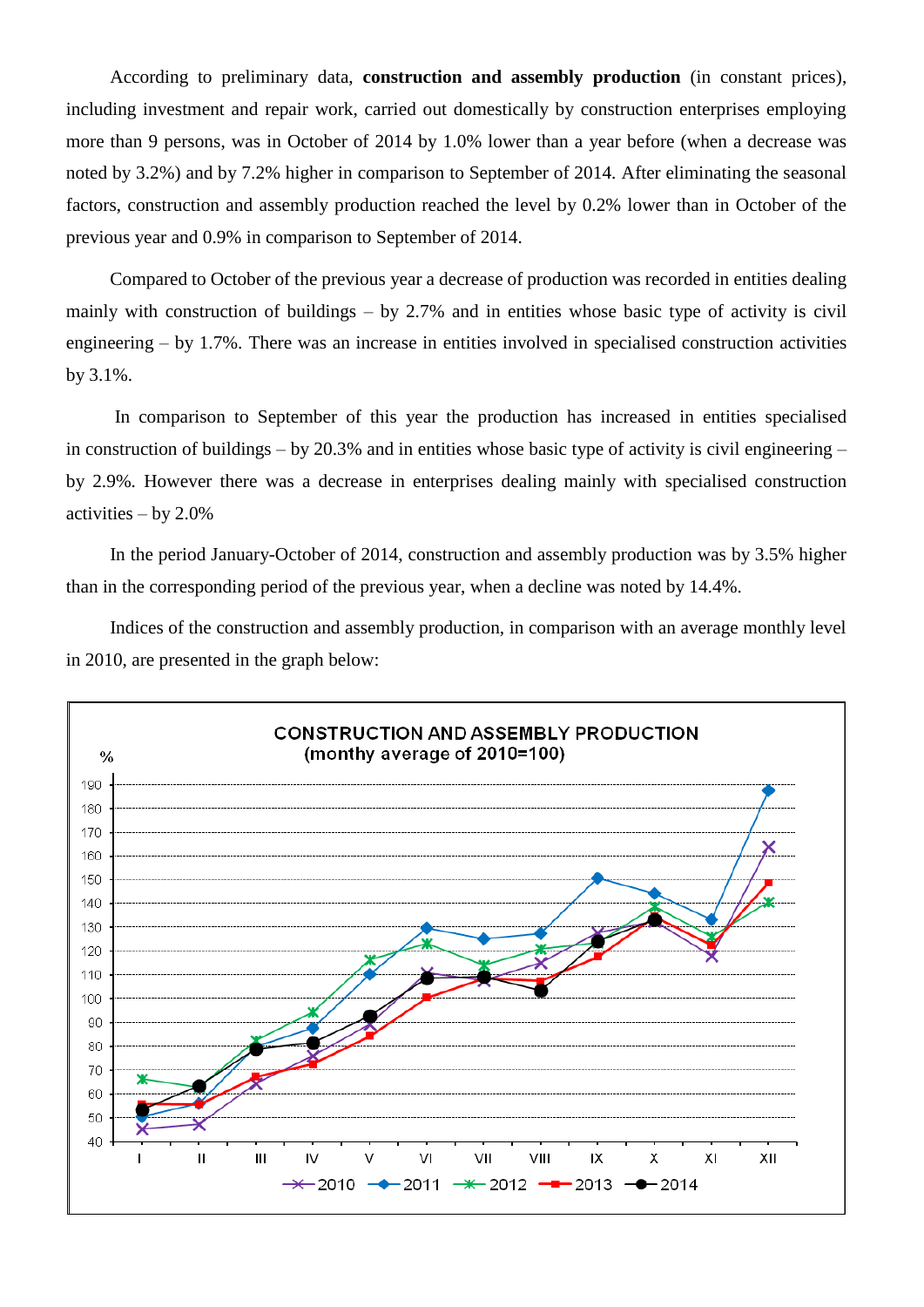According to preliminary data, **construction and assembly production** (in constant prices), including investment and repair work, carried out domestically by construction enterprises employing more than 9 persons, was in October of 2014 by 1.0% lower than a year before (when a decrease was noted by 3.2%) and by 7.2% higher in comparison to September of 2014. After eliminating the seasonal factors, construction and assembly production reached the level by 0.2% lower than in October of the previous year and 0.9% in comparison to September of 2014.

Compared to October of the previous year a decrease of production was recorded in entities dealing mainly with construction of buildings – by 2.7% and in entities whose basic type of activity is civil engineering – by 1.7%. There was an increase in entities involved in specialised construction activities by 3.1%.

In comparison to September of this year the production has increased in entities specialised in construction of buildings – by 20.3% and in entities whose basic type of activity is civil engineering – by 2.9%. However there was a decrease in enterprises dealing mainly with specialised construction activities – by 2.0%

In the period January-October of 2014, construction and assembly production was by 3.5% higher than in the corresponding period of the previous year, when a decline was noted by 14.4%.

Indices of the construction and assembly production, in comparison with an average monthly level in 2010, are presented in the graph below:

CONSTRUCTION AND ASSEMBLY PRODUCTION
(monthy average of 2010=100)

%

190
180
170
160
150
140
130
120
110
100
90
80
70
60
50
40

I II III IV V VI VII VIII IX X XI XII

2010 2011 2012 2013 2014